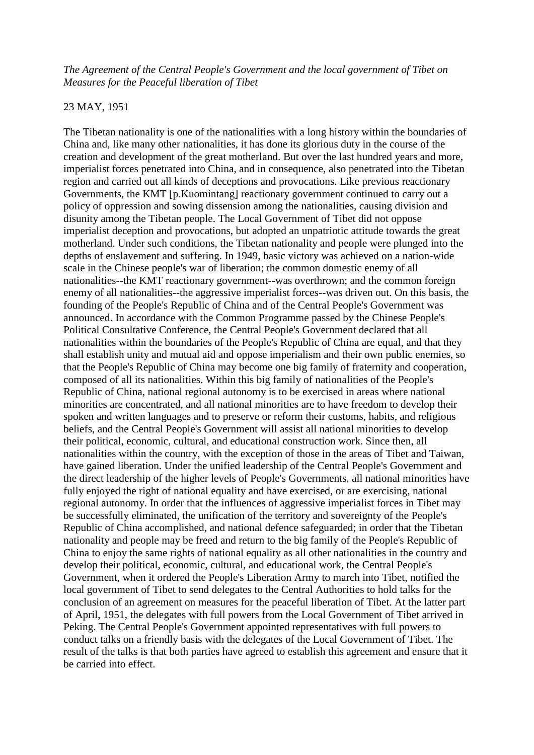*The Agreement of the Central People's Government and the local government of Tibet on Measures for the Peaceful liberation of Tibet*

23 MAY, 1951

The Tibetan nationality is one of the nationalities with a long history within the boundaries of China and, like many other nationalities, it has done its glorious duty in the course of the creation and development of the great motherland. But over the last hundred years and more, imperialist forces penetrated into China, and in consequence, also penetrated into the Tibetan region and carried out all kinds of deceptions and provocations. Like previous reactionary Governments, the KMT [p.Kuomintang] reactionary government continued to carry out a policy of oppression and sowing dissension among the nationalities, causing division and disunity among the Tibetan people. The Local Government of Tibet did not oppose imperialist deception and provocations, but adopted an unpatriotic attitude towards the great motherland. Under such conditions, the Tibetan nationality and people were plunged into the depths of enslavement and suffering. In 1949, basic victory was achieved on a nation-wide scale in the Chinese people's war of liberation; the common domestic enemy of all nationalities--the KMT reactionary government--was overthrown; and the common foreign enemy of all nationalities--the aggressive imperialist forces--was driven out. On this basis, the founding of the People's Republic of China and of the Central People's Government was announced. In accordance with the Common Programme passed by the Chinese People's Political Consultative Conference, the Central People's Government declared that all nationalities within the boundaries of the People's Republic of China are equal, and that they shall establish unity and mutual aid and oppose imperialism and their own public enemies, so that the People's Republic of China may become one big family of fraternity and cooperation, composed of all its nationalities. Within this big family of nationalities of the People's Republic of China, national regional autonomy is to be exercised in areas where national minorities are concentrated, and all national minorities are to have freedom to develop their spoken and written languages and to preserve or reform their customs, habits, and religious beliefs, and the Central People's Government will assist all national minorities to develop their political, economic, cultural, and educational construction work. Since then, all nationalities within the country, with the exception of those in the areas of Tibet and Taiwan, have gained liberation. Under the unified leadership of the Central People's Government and the direct leadership of the higher levels of People's Governments, all national minorities have fully enjoyed the right of national equality and have exercised, or are exercising, national regional autonomy. In order that the influences of aggressive imperialist forces in Tibet may be successfully eliminated, the unification of the territory and sovereignty of the People's Republic of China accomplished, and national defence safeguarded; in order that the Tibetan nationality and people may be freed and return to the big family of the People's Republic of China to enjoy the same rights of national equality as all other nationalities in the country and develop their political, economic, cultural, and educational work, the Central People's Government, when it ordered the People's Liberation Army to march into Tibet, notified the local government of Tibet to send delegates to the Central Authorities to hold talks for the conclusion of an agreement on measures for the peaceful liberation of Tibet. At the latter part of April, 1951, the delegates with full powers from the Local Government of Tibet arrived in Peking. The Central People's Government appointed representatives with full powers to conduct talks on a friendly basis with the delegates of the Local Government of Tibet. The result of the talks is that both parties have agreed to establish this agreement and ensure that it be carried into effect.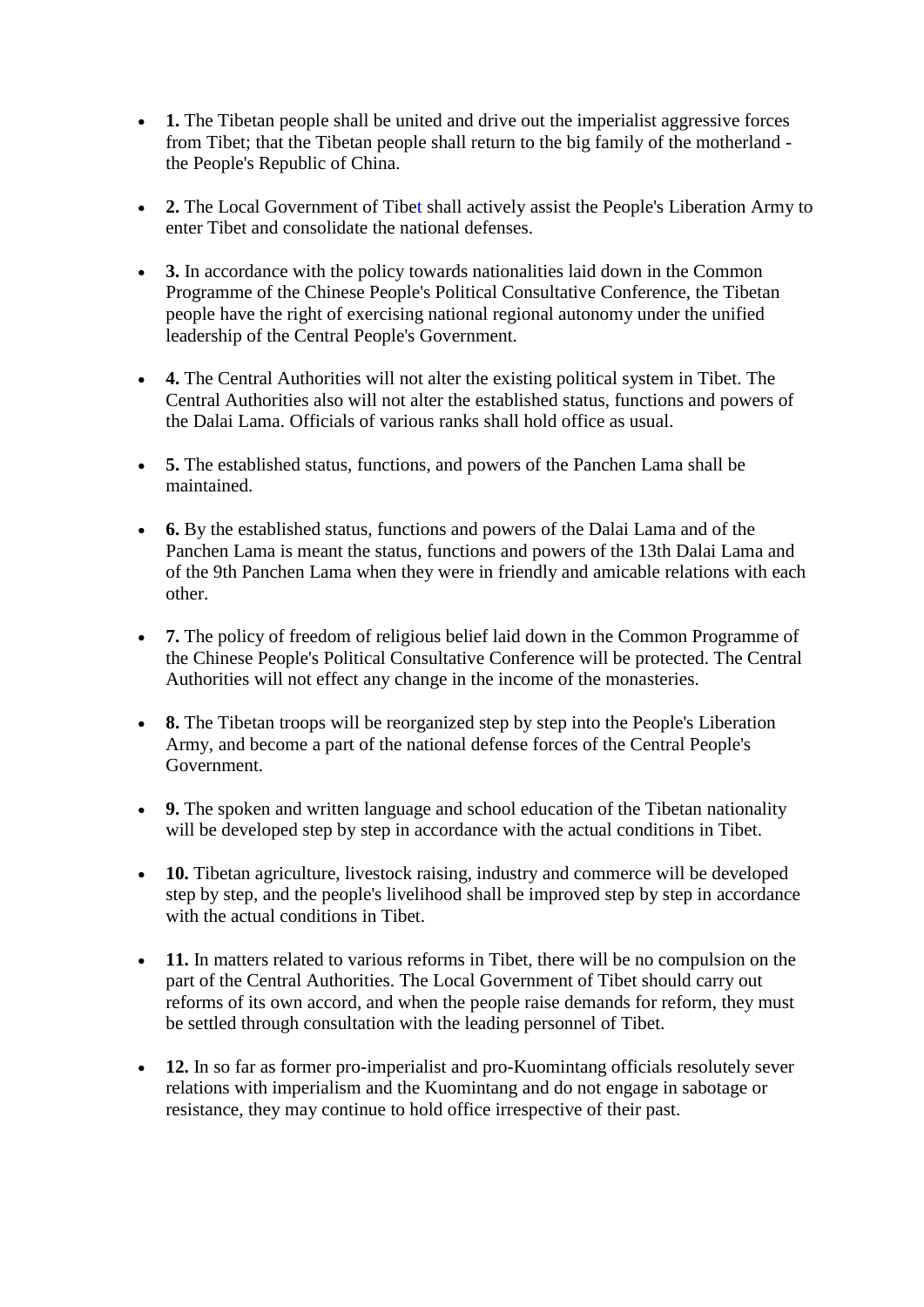- **1.** The Tibetan people shall be united and drive out the imperialist aggressive forces from Tibet; that the Tibetan people shall return to the big family of the motherland - the People's Republic of China.

- **2.** The Local Government of Tibet shall actively assist the People's Liberation Army to enter Tibet and consolidate the national defenses.

- **3.** In accordance with the policy towards nationalities laid down in the Common Programme of the Chinese People's Political Consultative Conference, the Tibetan people have the right of exercising national regional autonomy under the unified leadership of the Central People's Government.

- **4.** The Central Authorities will not alter the existing political system in Tibet. The Central Authorities also will not alter the established status, functions and powers of the Dalai Lama. Officials of various ranks shall hold office as usual.

- **5.** The established status, functions, and powers of the Panchen Lama shall be maintained.

- **6.** By the established status, functions and powers of the Dalai Lama and of the Panchen Lama is meant the status, functions and powers of the 13th Dalai Lama and of the 9th Panchen Lama when they were in friendly and amicable relations with each other.

- **7.** The policy of freedom of religious belief laid down in the Common Programme of the Chinese People's Political Consultative Conference will be protected. The Central Authorities will not effect any change in the income of the monasteries.

- **8.** The Tibetan troops will be reorganized step by step into the People's Liberation Army, and become a part of the national defense forces of the Central People's Government.

- **9.** The spoken and written language and school education of the Tibetan nationality will be developed step by step in accordance with the actual conditions in Tibet.

- **10.** Tibetan agriculture, livestock raising, industry and commerce will be developed step by step, and the people's livelihood shall be improved step by step in accordance with the actual conditions in Tibet.

- **11.** In matters related to various reforms in Tibet, there will be no compulsion on the part of the Central Authorities. The Local Government of Tibet should carry out reforms of its own accord, and when the people raise demands for reform, they must be settled through consultation with the leading personnel of Tibet.

- **12.** In so far as former pro-imperialist and pro-Kuomintang officials resolutely sever relations with imperialism and the Kuomintang and do not engage in sabotage or resistance, they may continue to hold office irrespective of their past.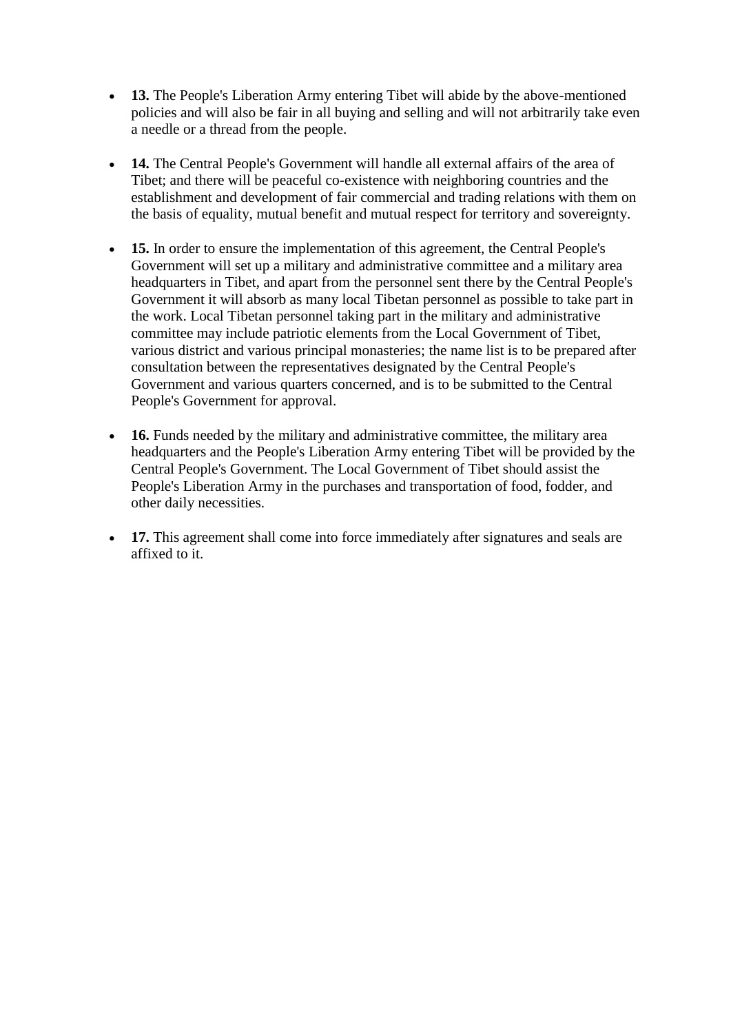- **13.** The People's Liberation Army entering Tibet will abide by the above-mentioned policies and will also be fair in all buying and selling and will not arbitrarily take even a needle or a thread from the people.

- **14.** The Central People's Government will handle all external affairs of the area of Tibet; and there will be peaceful co-existence with neighboring countries and the establishment and development of fair commercial and trading relations with them on the basis of equality, mutual benefit and mutual respect for territory and sovereignty.

- **15.** In order to ensure the implementation of this agreement, the Central People's Government will set up a military and administrative committee and a military area headquarters in Tibet, and apart from the personnel sent there by the Central People's Government it will absorb as many local Tibetan personnel as possible to take part in the work. Local Tibetan personnel taking part in the military and administrative committee may include patriotic elements from the Local Government of Tibet, various district and various principal monasteries; the name list is to be prepared after consultation between the representatives designated by the Central People's Government and various quarters concerned, and is to be submitted to the Central People's Government for approval.

- **16.** Funds needed by the military and administrative committee, the military area headquarters and the People's Liberation Army entering Tibet will be provided by the Central People's Government. The Local Government of Tibet should assist the People's Liberation Army in the purchases and transportation of food, fodder, and other daily necessities.

- **17.** This agreement shall come into force immediately after signatures and seals are affixed to it.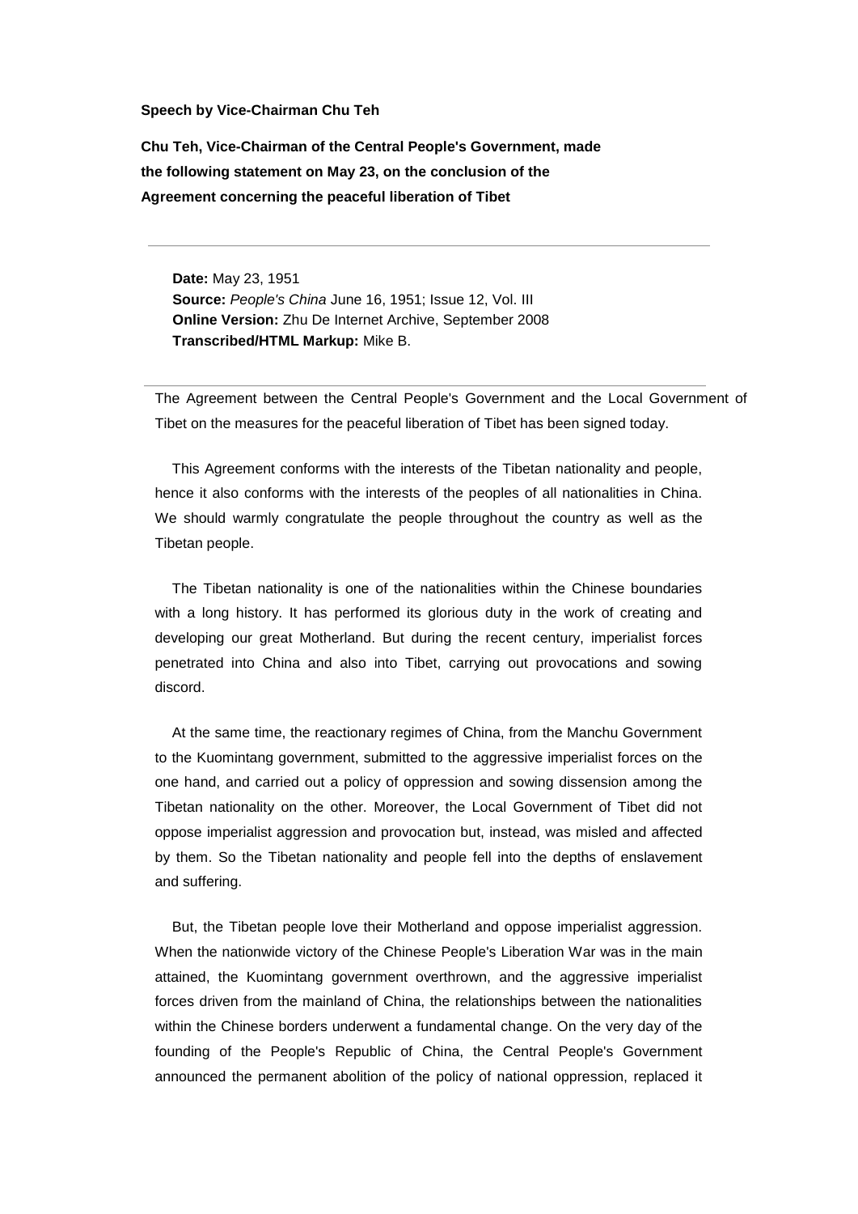**Speech by Vice-Chairman Chu Teh**

**Chu Teh, Vice-Chairman of the Central People's Government, made the following statement on May 23, on the conclusion of the Agreement concerning the peaceful liberation of Tibet**

---

**Date:** May 23, 1951
**Source:** *People's China* June 16, 1951; Issue 12, Vol. III
**Online Version:** Zhu De Internet Archive, September 2008
**Transcribed/HTML Markup:** Mike B.

---

The Agreement between the Central People's Government and the Local Government of Tibet on the measures for the peaceful liberation of Tibet has been signed today.

This Agreement conforms with the interests of the Tibetan nationality and people, hence it also conforms with the interests of the peoples of all nationalities in China. We should warmly congratulate the people throughout the country as well as the Tibetan people.

The Tibetan nationality is one of the nationalities within the Chinese boundaries with a long history. It has performed its glorious duty in the work of creating and developing our great Motherland. But during the recent century, imperialist forces penetrated into China and also into Tibet, carrying out provocations and sowing discord.

At the same time, the reactionary regimes of China, from the Manchu Government to the Kuomintang government, submitted to the aggressive imperialist forces on the one hand, and carried out a policy of oppression and sowing dissension among the Tibetan nationality on the other. Moreover, the Local Government of Tibet did not oppose imperialist aggression and provocation but, instead, was misled and affected by them. So the Tibetan nationality and people fell into the depths of enslavement and suffering.

But, the Tibetan people love their Motherland and oppose imperialist aggression. When the nationwide victory of the Chinese People's Liberation War was in the main attained, the Kuomintang government overthrown, and the aggressive imperialist forces driven from the mainland of China, the relationships between the nationalities within the Chinese borders underwent a fundamental change. On the very day of the founding of the People's Republic of China, the Central People's Government announced the permanent abolition of the policy of national oppression, replaced it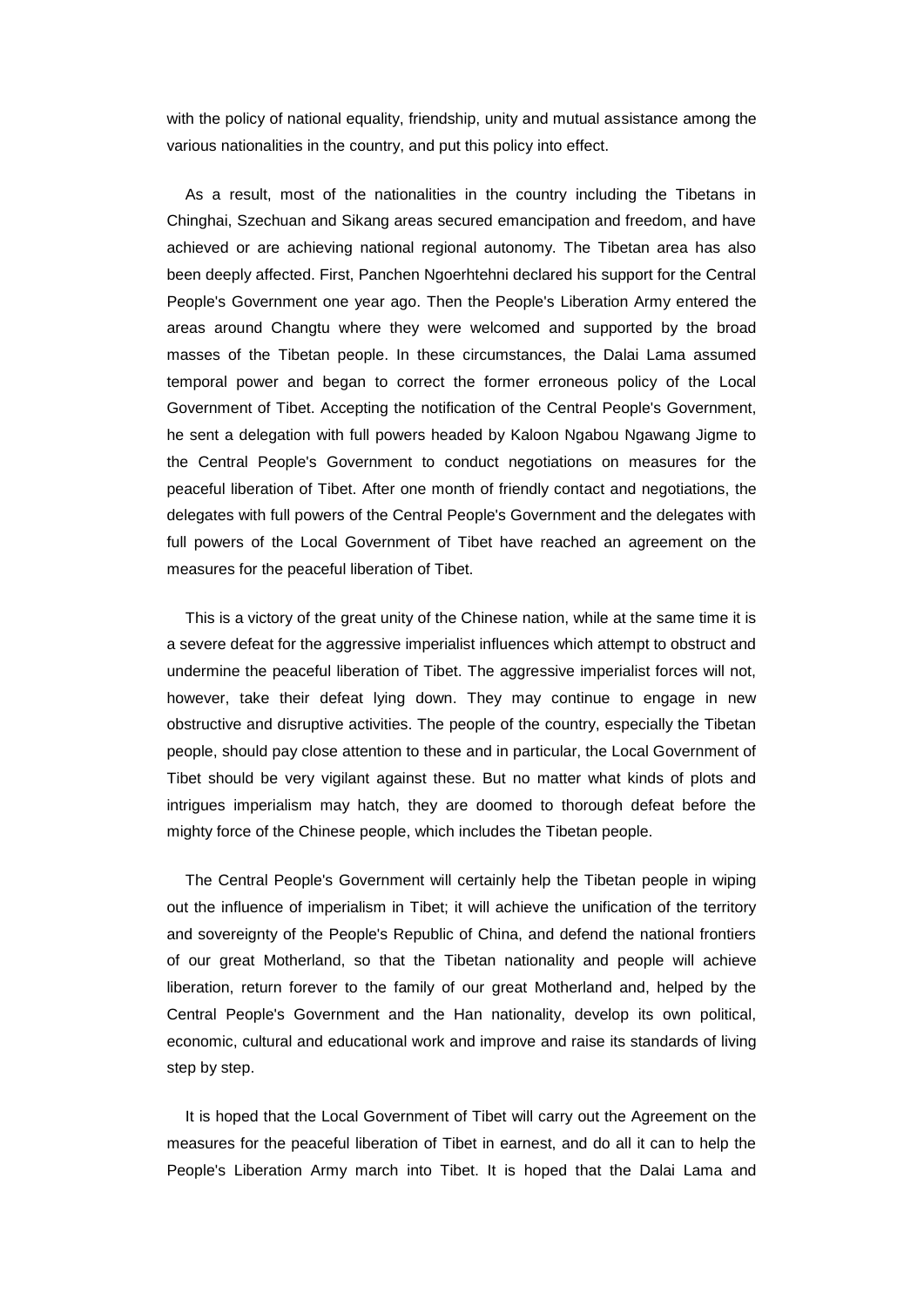with the policy of national equality, friendship, unity and mutual assistance among the various nationalities in the country, and put this policy into effect.

As a result, most of the nationalities in the country including the Tibetans in Chinghai, Szechuan and Sikang areas secured emancipation and freedom, and have achieved or are achieving national regional autonomy. The Tibetan area has also been deeply affected. First, Panchen Ngoerhtehni declared his support for the Central People's Government one year ago. Then the People's Liberation Army entered the areas around Changtu where they were welcomed and supported by the broad masses of the Tibetan people. In these circumstances, the Dalai Lama assumed temporal power and began to correct the former erroneous policy of the Local Government of Tibet. Accepting the notification of the Central People's Government, he sent a delegation with full powers headed by Kaloon Ngabou Ngawang Jigme to the Central People's Government to conduct negotiations on measures for the peaceful liberation of Tibet. After one month of friendly contact and negotiations, the delegates with full powers of the Central People's Government and the delegates with full powers of the Local Government of Tibet have reached an agreement on the measures for the peaceful liberation of Tibet.

This is a victory of the great unity of the Chinese nation, while at the same time it is a severe defeat for the aggressive imperialist influences which attempt to obstruct and undermine the peaceful liberation of Tibet. The aggressive imperialist forces will not, however, take their defeat lying down. They may continue to engage in new obstructive and disruptive activities. The people of the country, especially the Tibetan people, should pay close attention to these and in particular, the Local Government of Tibet should be very vigilant against these. But no matter what kinds of plots and intrigues imperialism may hatch, they are doomed to thorough defeat before the mighty force of the Chinese people, which includes the Tibetan people.

The Central People's Government will certainly help the Tibetan people in wiping out the influence of imperialism in Tibet; it will achieve the unification of the territory and sovereignty of the People's Republic of China, and defend the national frontiers of our great Motherland, so that the Tibetan nationality and people will achieve liberation, return forever to the family of our great Motherland and, helped by the Central People's Government and the Han nationality, develop its own political, economic, cultural and educational work and improve and raise its standards of living step by step.

It is hoped that the Local Government of Tibet will carry out the Agreement on the measures for the peaceful liberation of Tibet in earnest, and do all it can to help the People's Liberation Army march into Tibet. It is hoped that the Dalai Lama and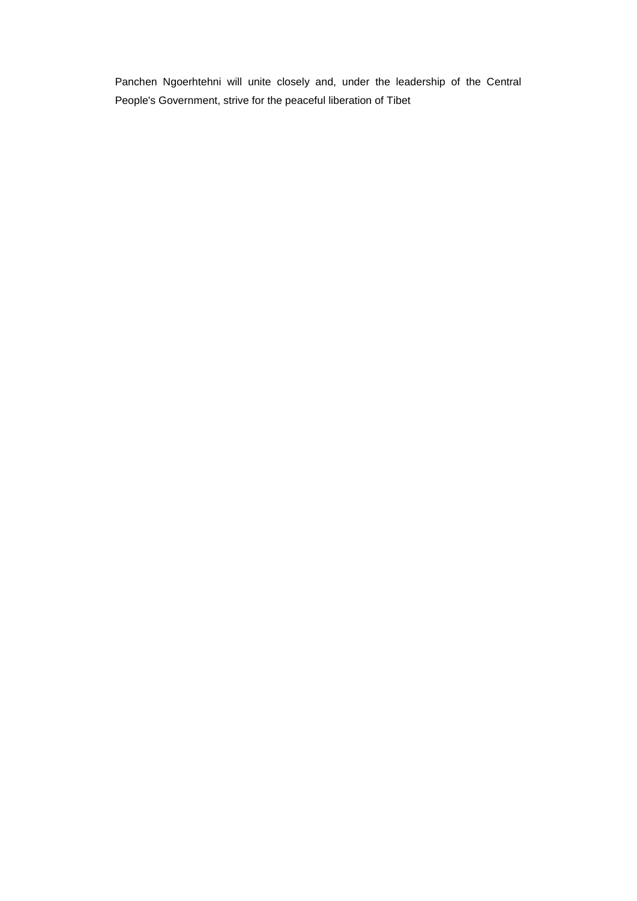Panchen Ngoerhtehni will unite closely and, under the leadership of the Central People's Government, strive for the peaceful liberation of Tibet